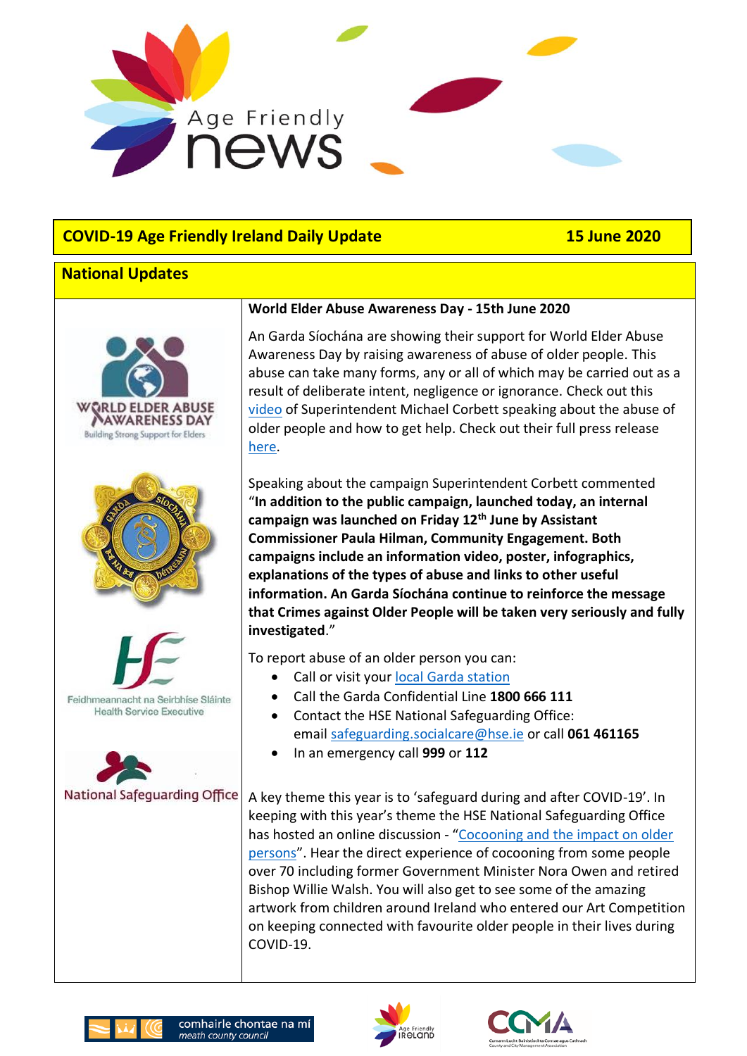# Age Friendly news

## COVID-19 Age Friendly Ireland Daily Update — 15 June 2020

## National Updates

### World Elder Abuse Awareness Day - 15th June 2020

An Garda Síochána are showing their support for World Elder Abuse Awareness Day by raising awareness of abuse of older people. This abuse can take many forms, any or all of which may be carried out as a result of deliberate intent, negligence or ignorance. Check out this video of Superintendent Michael Corbett speaking about the abuse of older people and how to get help. Check out their full press release here.

Speaking about the campaign Superintendent Corbett commented "**In addition to the public campaign, launched today, an internal campaign was launched on Friday 12th June by Assistant Commissioner Paula Hilman, Community Engagement. Both campaigns include an information video, poster, infographics, explanations of the types of abuse and links to other useful information. An Garda Síochána continue to reinforce the message that Crimes against Older People will be taken very seriously and fully investigated**."

To report abuse of an older person you can:

- Call or visit your local Garda station
- Call the Garda Confidential Line **1800 666 111**
- Contact the HSE National Safeguarding Office: email safeguarding.socialcare@hse.ie or call **061 461165**
- In an emergency call **999** or **112**

A key theme this year is to 'safeguard during and after COVID-19'. In keeping with this year's theme the HSE National Safeguarding Office has hosted an online discussion - "Cocooning and the impact on older persons". Hear the direct experience of cocooning from some people over 70 including former Government Minister Nora Owen and retired Bishop Willie Walsh. You will also get to see some of the amazing artwork from children around Ireland who entered our Art Competition on keeping connected with favourite older people in their lives during COVID-19.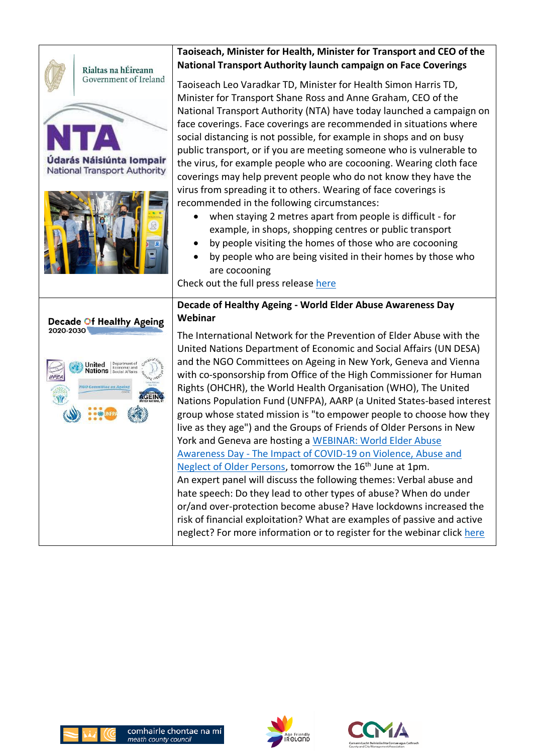| | |
|---|---|
| Rialtas na hÉireann Government of Ireland<br><br>NTA Údarás Náisiúnta Iompair National Transport Authority | **Taoiseach, Minister for Health, Minister for Transport and CEO of the National Transport Authority launch campaign on Face Coverings**<br><br>Taoiseach Leo Varadkar TD, Minister for Health Simon Harris TD, Minister for Transport Shane Ross and Anne Graham, CEO of the National Transport Authority (NTA) have today launched a campaign on face coverings. Face coverings are recommended in situations where social distancing is not possible, for example in shops and on busy public transport, or if you are meeting someone who is vulnerable to the virus, for example people who are cocooning. Wearing cloth face coverings may help prevent people who do not know they have the virus from spreading it to others. Wearing of face coverings is recommended in the following circumstances:<br>• when staying 2 metres apart from people is difficult - for example, in shops, shopping centres or public transport<br>• by people visiting the homes of those who are cocooning<br>• by people who are being visited in their homes by those who are cocooning<br><br>Check out the full press release here |
| Decade Of Healthy Ageing 2020-2030 | **Decade of Healthy Ageing - World Elder Abuse Awareness Day Webinar**<br><br>The International Network for the Prevention of Elder Abuse with the United Nations Department of Economic and Social Affairs (UN DESA) and the NGO Committees on Ageing in New York, Geneva and Vienna with co-sponsorship from Office of the High Commissioner for Human Rights (OHCHR), the World Health Organisation (WHO), The United Nations Population Fund (UNFPA), AARP (a United States-based interest group whose stated mission is "to empower people to choose how they live as they age") and the Groups of Friends of Older Persons in New York and Geneva are hosting a WEBINAR: World Elder Abuse Awareness Day - The Impact of COVID-19 on Violence, Abuse and Neglect of Older Persons, tomorrow the 16th June at 1pm.<br>An expert panel will discuss the following themes: Verbal abuse and hate speech: Do they lead to other types of abuse? When do under or/and over-protection become abuse? Have lockdowns increased the risk of financial exploitation? What are examples of passive and active neglect? For more information or to register for the webinar click here |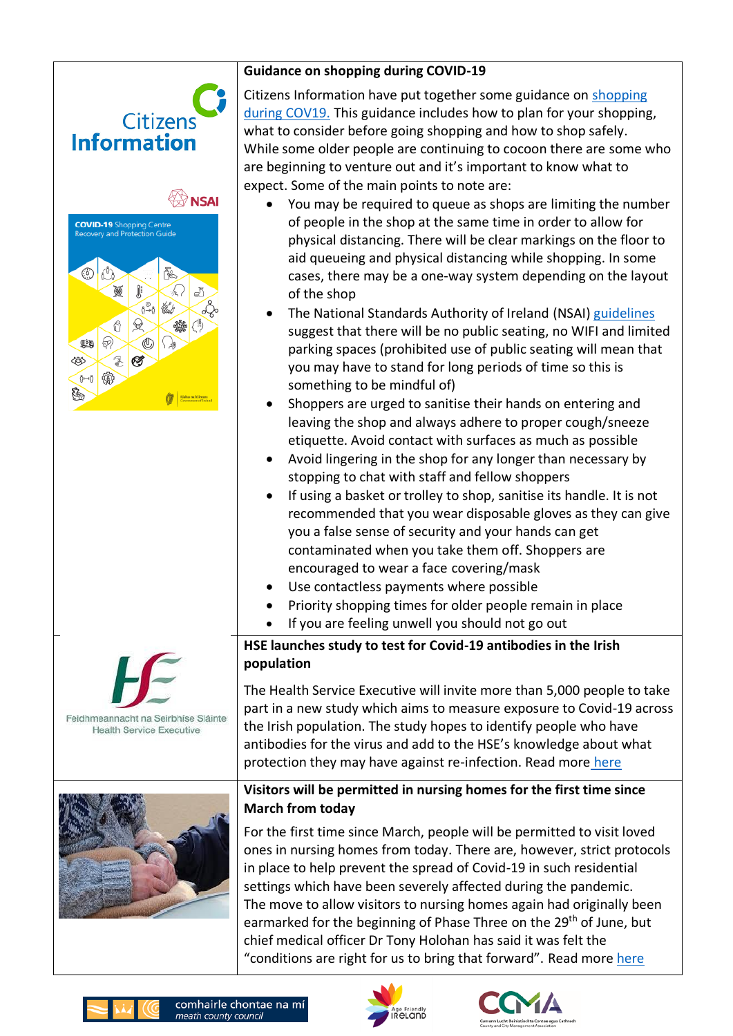## Guidance on shopping during COVID-19

Citizens Information have put together some guidance on shopping during COV19. This guidance includes how to plan for your shopping, what to consider before going shopping and how to shop safely. While some older people are continuing to cocoon there are some who are beginning to venture out and it's important to know what to expect. Some of the main points to note are:

- You may be required to queue as shops are limiting the number of people in the shop at the same time in order to allow for physical distancing. There will be clear markings on the floor to aid queueing and physical distancing while shopping. In some cases, there may be a one-way system depending on the layout of the shop
- The National Standards Authority of Ireland (NSAI) guidelines suggest that there will be no public seating, no WIFI and limited parking spaces (prohibited use of public seating will mean that you may have to stand for long periods of time so this is something to be mindful of)
- Shoppers are urged to sanitise their hands on entering and leaving the shop and always adhere to proper cough/sneeze etiquette. Avoid contact with surfaces as much as possible
- Avoid lingering in the shop for any longer than necessary by stopping to chat with staff and fellow shoppers
- If using a basket or trolley to shop, sanitise its handle. It is not recommended that you wear disposable gloves as they can give you a false sense of security and your hands can get contaminated when you take them off. Shoppers are encouraged to wear a face covering/mask
- Use contactless payments where possible
- Priority shopping times for older people remain in place
- If you are feeling unwell you should not go out

## HSE launches study to test for Covid-19 antibodies in the Irish population

The Health Service Executive will invite more than 5,000 people to take part in a new study which aims to measure exposure to Covid-19 across the Irish population. The study hopes to identify people who have antibodies for the virus and add to the HSE's knowledge about what protection they may have against re-infection. Read more here

## Visitors will be permitted in nursing homes for the first time since March from today

For the first time since March, people will be permitted to visit loved ones in nursing homes from today. There are, however, strict protocols in place to help prevent the spread of Covid-19 in such residential settings which have been severely affected during the pandemic. The move to allow visitors to nursing homes again had originally been earmarked for the beginning of Phase Three on the 29th of June, but chief medical officer Dr Tony Holohan has said it was felt the "conditions are right for us to bring that forward". Read more here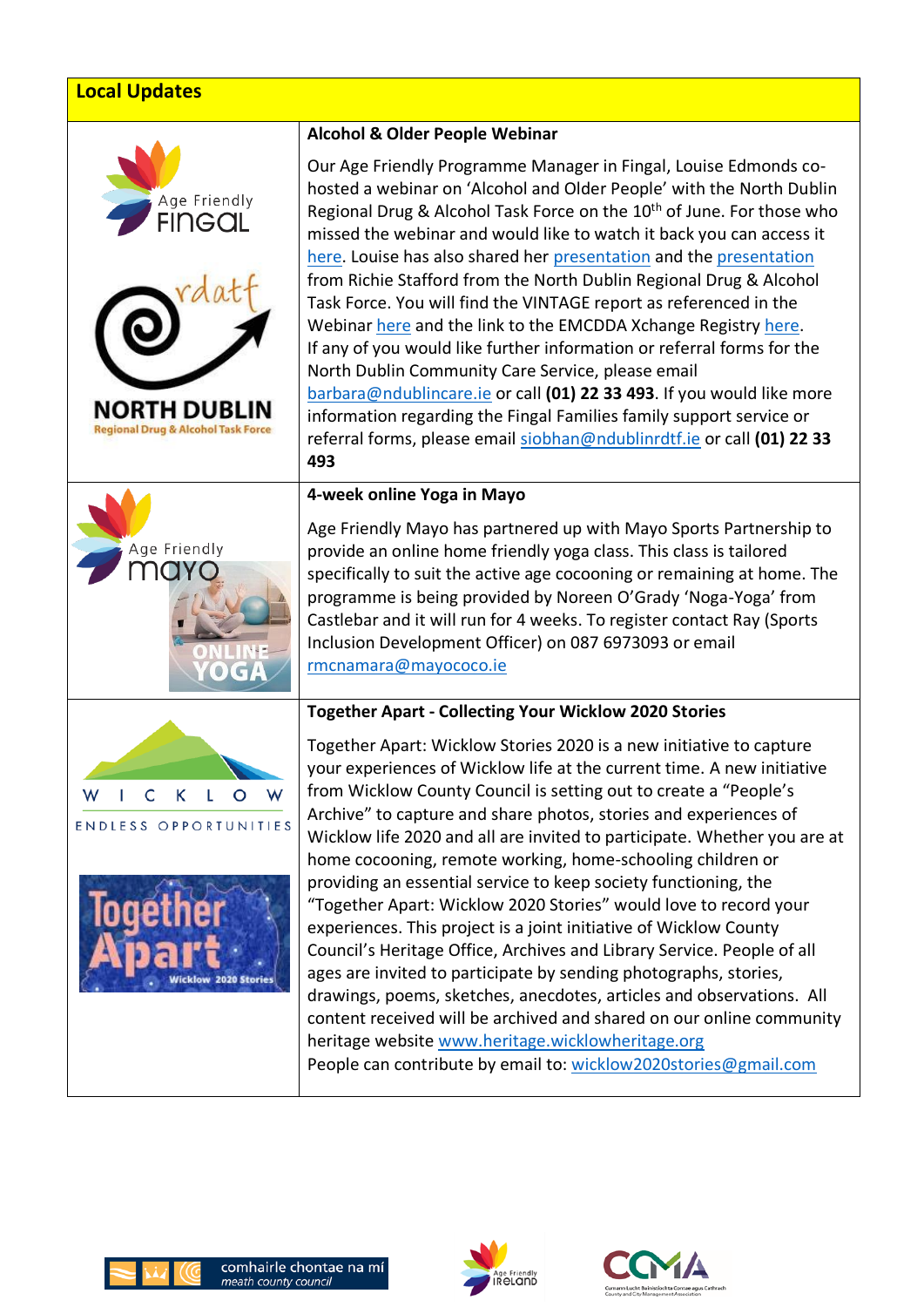## Local Updates

### Alcohol & Older People Webinar

Our Age Friendly Programme Manager in Fingal, Louise Edmonds co-hosted a webinar on 'Alcohol and Older People' with the North Dublin Regional Drug & Alcohol Task Force on the 10th of June. For those who missed the webinar and would like to watch it back you can access it here. Louise has also shared her presentation and the presentation from Richie Stafford from the North Dublin Regional Drug & Alcohol Task Force. You will find the VINTAGE report as referenced in the Webinar here and the link to the EMCDDA Xchange Registry here. If any of you would like further information or referral forms for the North Dublin Community Care Service, please email barbara@ndublincare.ie or call **(01) 22 33 493**. If you would like more information regarding the Fingal Families family support service or referral forms, please email siobhan@ndublinrdtf.ie or call **(01) 22 33 493**

### 4-week online Yoga in Mayo

Age Friendly Mayo has partnered up with Mayo Sports Partnership to provide an online home friendly yoga class. This class is tailored specifically to suit the active age cocooning or remaining at home. The programme is being provided by Noreen O'Grady 'Noga-Yoga' from Castlebar and it will run for 4 weeks. To register contact Ray (Sports Inclusion Development Officer) on 087 6973093 or email rmcnamara@mayococo.ie

### Together Apart - Collecting Your Wicklow 2020 Stories

Together Apart: Wicklow Stories 2020 is a new initiative to capture your experiences of Wicklow life at the current time. A new initiative from Wicklow County Council is setting out to create a "People's Archive" to capture and share photos, stories and experiences of Wicklow life 2020 and all are invited to participate. Whether you are at home cocooning, remote working, home-schooling children or providing an essential service to keep society functioning, the "Together Apart: Wicklow 2020 Stories" would love to record your experiences. This project is a joint initiative of Wicklow County Council's Heritage Office, Archives and Library Service. People of all ages are invited to participate by sending photographs, stories, drawings, poems, sketches, anecdotes, articles and observations. All content received will be archived and shared on our online community heritage website www.heritage.wicklowheritage.org

People can contribute by email to: wicklow2020stories@gmail.com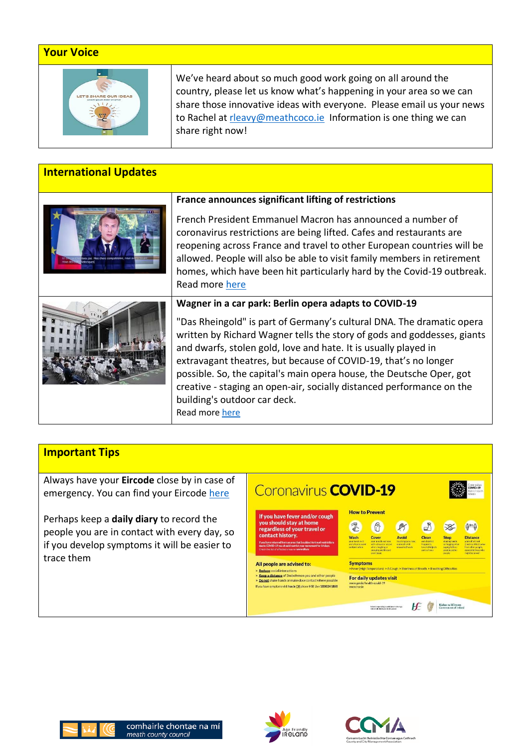## Your Voice

We've heard about so much good work going on all around the country, please let us know what's happening in your area so we can share those innovative ideas with everyone. Please email us your news to Rachel at rleavy@meathcoco.ie Information is one thing we can share right now!

## International Updates

### France announces significant lifting of restrictions

French President Emmanuel Macron has announced a number of coronavirus restrictions are being lifted. Cafes and restaurants are reopening across France and travel to other European countries will be allowed. People will also be able to visit family members in retirement homes, which have been hit particularly hard by the Covid-19 outbreak. Read more here

### Wagner in a car park: Berlin opera adapts to COVID-19

"Das Rheingold" is part of Germany's cultural DNA. The dramatic opera written by Richard Wagner tells the story of gods and goddesses, giants and dwarfs, stolen gold, love and hate. It is usually played in extravagant theatres, but because of COVID-19, that's no longer possible. So, the capital's main opera house, the Deutsche Oper, got creative - staging an open-air, socially distanced performance on the building's outdoor car deck.

Read more here

## Important Tips

Always have your **Eircode** close by in case of emergency. You can find your Eircode here

Perhaps keep a **daily diary** to record the people you are in contact with every day, so if you develop symptoms it will be easier to trace them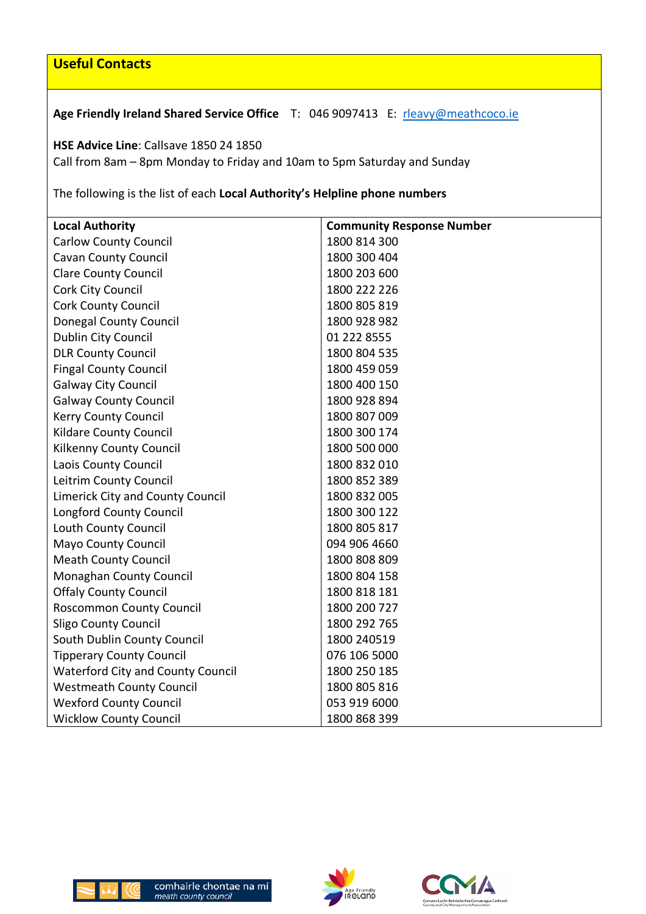## Useful Contacts

**Age Friendly Ireland Shared Service Office** T: 046 9097413 E: rleavy@meathcoco.ie

**HSE Advice Line**: Callsave 1850 24 1850
Call from 8am – 8pm Monday to Friday and 10am to 5pm Saturday and Sunday

The following is the list of each **Local Authority's Helpline phone numbers**

| Local Authority | Community Response Number |
|---|---|
| Carlow County Council | 1800 814 300 |
| Cavan County Council | 1800 300 404 |
| Clare County Council | 1800 203 600 |
| Cork City Council | 1800 222 226 |
| Cork County Council | 1800 805 819 |
| Donegal County Council | 1800 928 982 |
| Dublin City Council | 01 222 8555 |
| DLR County Council | 1800 804 535 |
| Fingal County Council | 1800 459 059 |
| Galway City Council | 1800 400 150 |
| Galway County Council | 1800 928 894 |
| Kerry County Council | 1800 807 009 |
| Kildare County Council | 1800 300 174 |
| Kilkenny County Council | 1800 500 000 |
| Laois County Council | 1800 832 010 |
| Leitrim County Council | 1800 852 389 |
| Limerick City and County Council | 1800 832 005 |
| Longford County Council | 1800 300 122 |
| Louth County Council | 1800 805 817 |
| Mayo County Council | 094 906 4660 |
| Meath County Council | 1800 808 809 |
| Monaghan County Council | 1800 804 158 |
| Offaly County Council | 1800 818 181 |
| Roscommon County Council | 1800 200 727 |
| Sligo County Council | 1800 292 765 |
| South Dublin County Council | 1800 240519 |
| Tipperary County Council | 076 106 5000 |
| Waterford City and County Council | 1800 250 185 |
| Westmeath County Council | 1800 805 816 |
| Wexford County Council | 053 919 6000 |
| Wicklow County Council | 1800 868 399 |

comhairle chontae na mí
meath county council